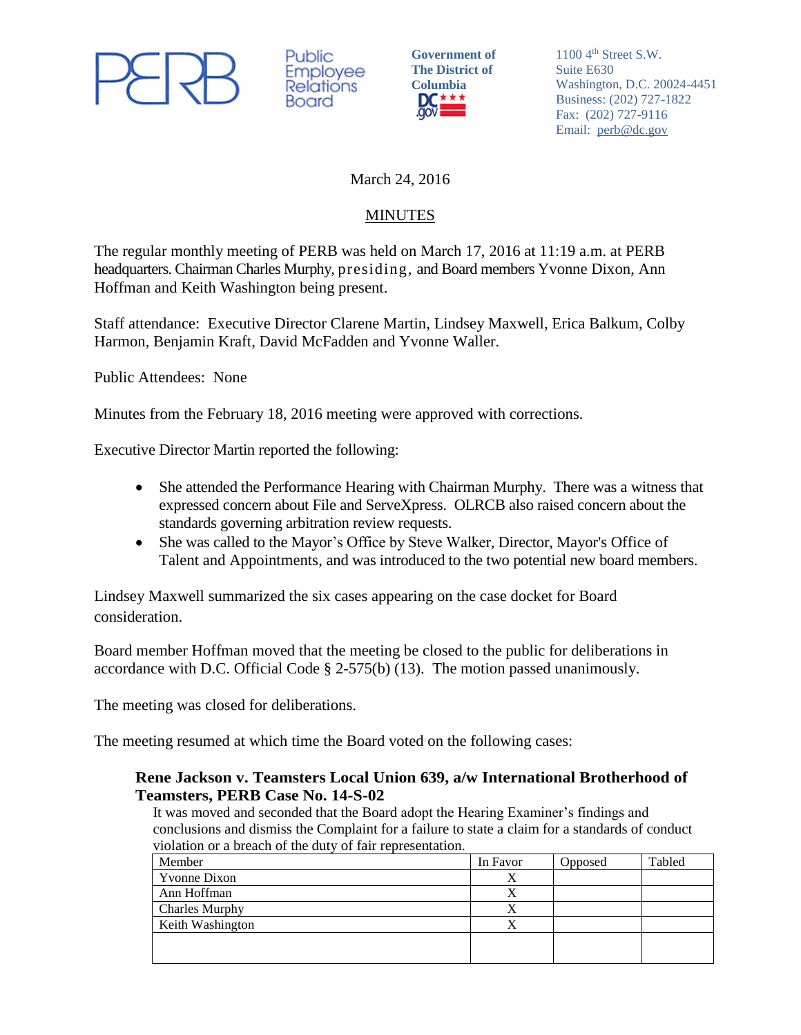PERB Public Employee Relations Board

**Government of The District of Columbia**

1100 4th Street S.W.
Suite E630
Washington, D.C. 20024-4451
Business: (202) 727-1822
Fax: (202) 727-9116
Email: perb@dc.gov

March 24, 2016

MINUTES

The regular monthly meeting of PERB was held on March 17, 2016 at 11:19 a.m. at PERB headquarters. Chairman Charles Murphy, presiding, and Board members Yvonne Dixon, Ann Hoffman and Keith Washington being present.

Staff attendance: Executive Director Clarene Martin, Lindsey Maxwell, Erica Balkum, Colby Harmon, Benjamin Kraft, David McFadden and Yvonne Waller.

Public Attendees: None

Minutes from the February 18, 2016 meeting were approved with corrections.

Executive Director Martin reported the following:

- She attended the Performance Hearing with Chairman Murphy. There was a witness that expressed concern about File and ServeXpress. OLRCB also raised concern about the standards governing arbitration review requests.
- She was called to the Mayor's Office by Steve Walker, Director, Mayor's Office of Talent and Appointments, and was introduced to the two potential new board members.

Lindsey Maxwell summarized the six cases appearing on the case docket for Board consideration.

Board member Hoffman moved that the meeting be closed to the public for deliberations in accordance with D.C. Official Code § 2-575(b) (13). The motion passed unanimously.

The meeting was closed for deliberations.

The meeting resumed at which time the Board voted on the following cases:

**Rene Jackson v. Teamsters Local Union 639, a/w International Brotherhood of Teamsters, PERB Case No. 14-S-02**

It was moved and seconded that the Board adopt the Hearing Examiner's findings and conclusions and dismiss the Complaint for a failure to state a claim for a standards of conduct violation or a breach of the duty of fair representation.

| Member | In Favor | Opposed | Tabled |
|---|---|---|---|
| Yvonne Dixon | X | | |
| Ann Hoffman | X | | |
| Charles Murphy | X | | |
| Keith Washington | X | | |
| | | | |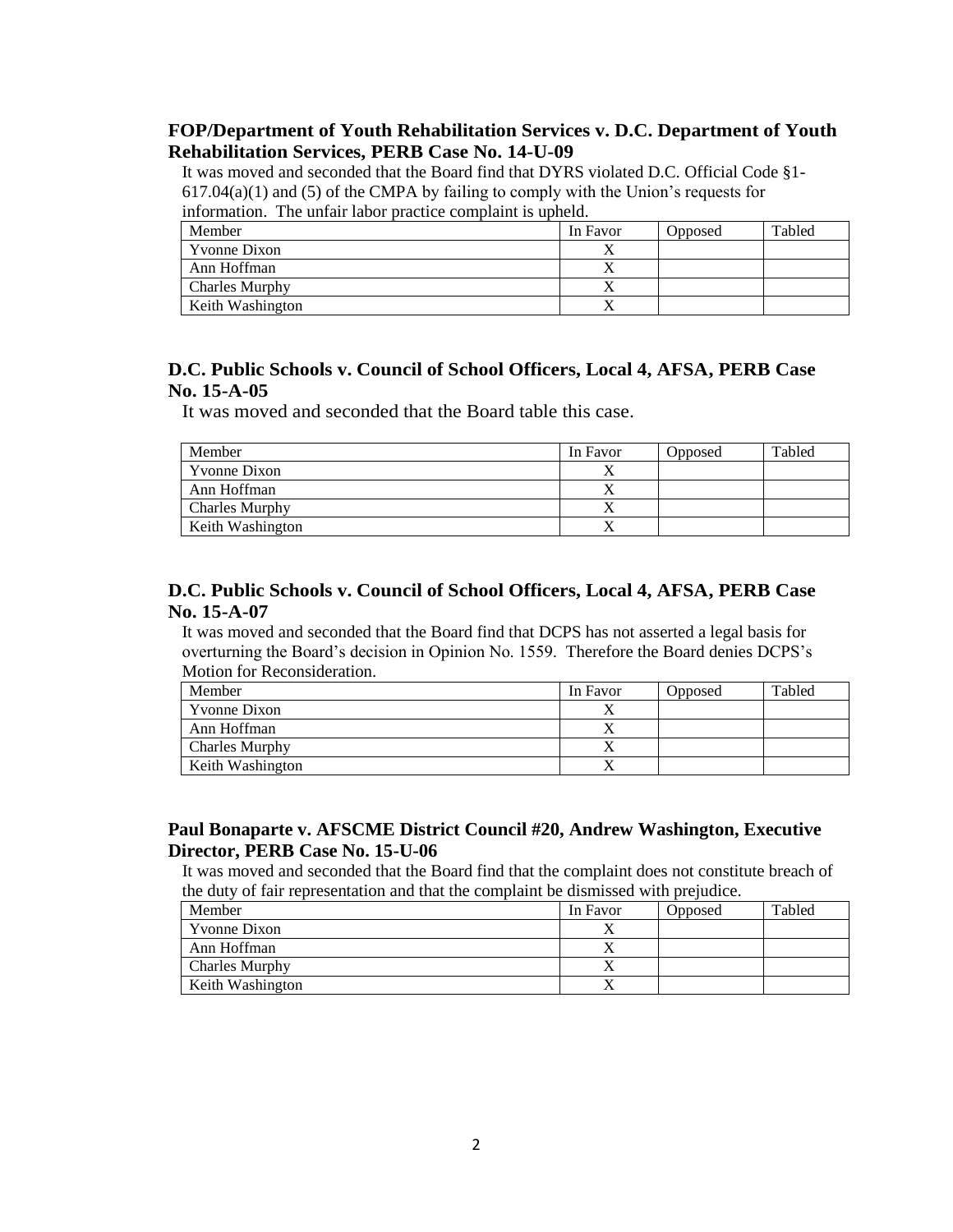**FOP/Department of Youth Rehabilitation Services v. D.C. Department of Youth Rehabilitation Services, PERB Case No. 14-U-09**

It was moved and seconded that the Board find that DYRS violated D.C. Official Code §1-617.04(a)(1) and (5) of the CMPA by failing to comply with the Union's requests for information. The unfair labor practice complaint is upheld.

| Member | In Favor | Opposed | Tabled |
|---|---|---|---|
| Yvonne Dixon | X | | |
| Ann Hoffman | X | | |
| Charles Murphy | X | | |
| Keith Washington | X | | |

**D.C. Public Schools v. Council of School Officers, Local 4, AFSA, PERB Case No. 15-A-05**

It was moved and seconded that the Board table this case.

| Member | In Favor | Opposed | Tabled |
|---|---|---|---|
| Yvonne Dixon | X | | |
| Ann Hoffman | X | | |
| Charles Murphy | X | | |
| Keith Washington | X | | |

**D.C. Public Schools v. Council of School Officers, Local 4, AFSA, PERB Case No. 15-A-07**

It was moved and seconded that the Board find that DCPS has not asserted a legal basis for overturning the Board's decision in Opinion No. 1559. Therefore the Board denies DCPS's Motion for Reconsideration.

| Member | In Favor | Opposed | Tabled |
|---|---|---|---|
| Yvonne Dixon | X | | |
| Ann Hoffman | X | | |
| Charles Murphy | X | | |
| Keith Washington | X | | |

**Paul Bonaparte v. AFSCME District Council #20, Andrew Washington, Executive Director, PERB Case No. 15-U-06**

It was moved and seconded that the Board find that the complaint does not constitute breach of the duty of fair representation and that the complaint be dismissed with prejudice.

| Member | In Favor | Opposed | Tabled |
|---|---|---|---|
| Yvonne Dixon | X | | |
| Ann Hoffman | X | | |
| Charles Murphy | X | | |
| Keith Washington | X | | |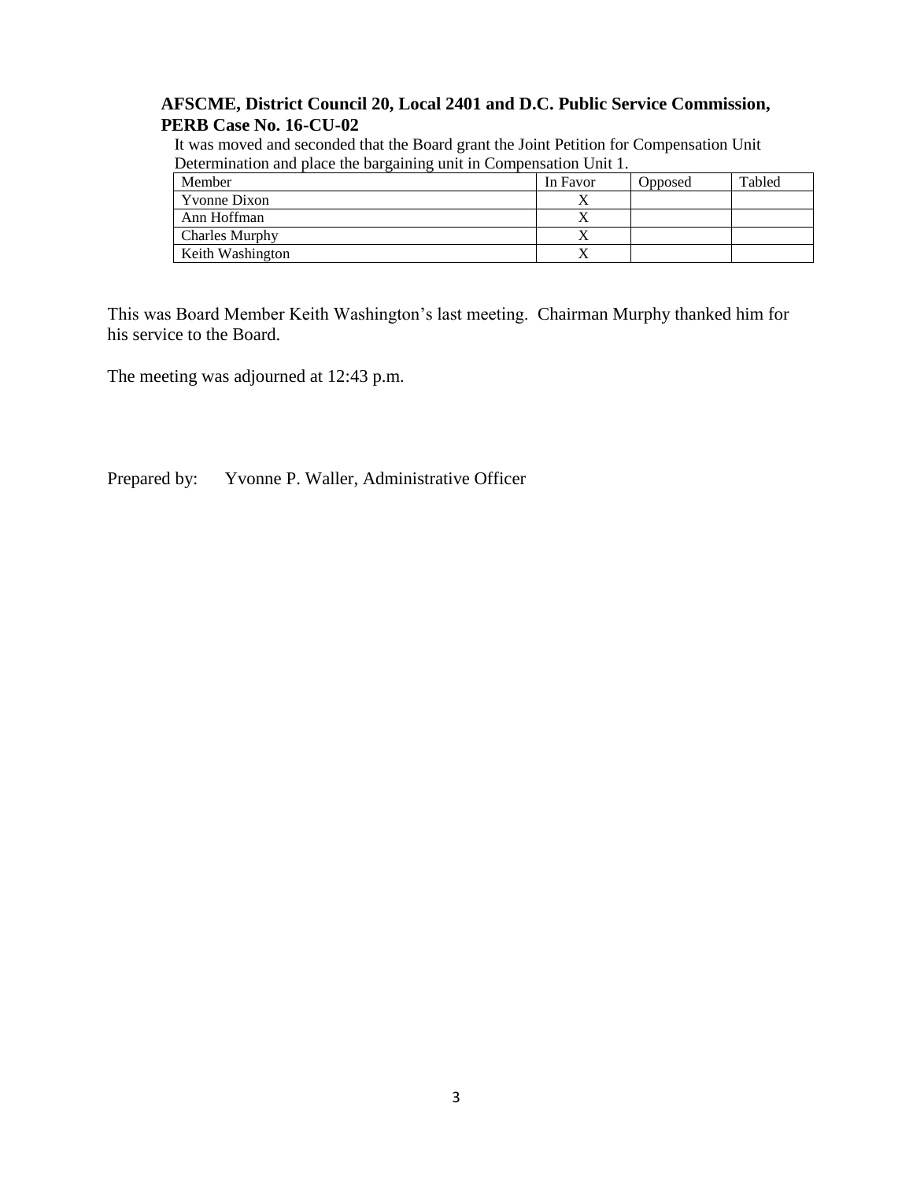**AFSCME, District Council 20, Local 2401 and D.C. Public Service Commission, PERB Case No. 16-CU-02**

It was moved and seconded that the Board grant the Joint Petition for Compensation Unit Determination and place the bargaining unit in Compensation Unit 1.

| Member | In Favor | Opposed | Tabled |
|---|---|---|---|
| Yvonne Dixon | X | | |
| Ann Hoffman | X | | |
| Charles Murphy | X | | |
| Keith Washington | X | | |

This was Board Member Keith Washington's last meeting. Chairman Murphy thanked him for his service to the Board.

The meeting was adjourned at 12:43 p.m.

Prepared by: Yvonne P. Waller, Administrative Officer